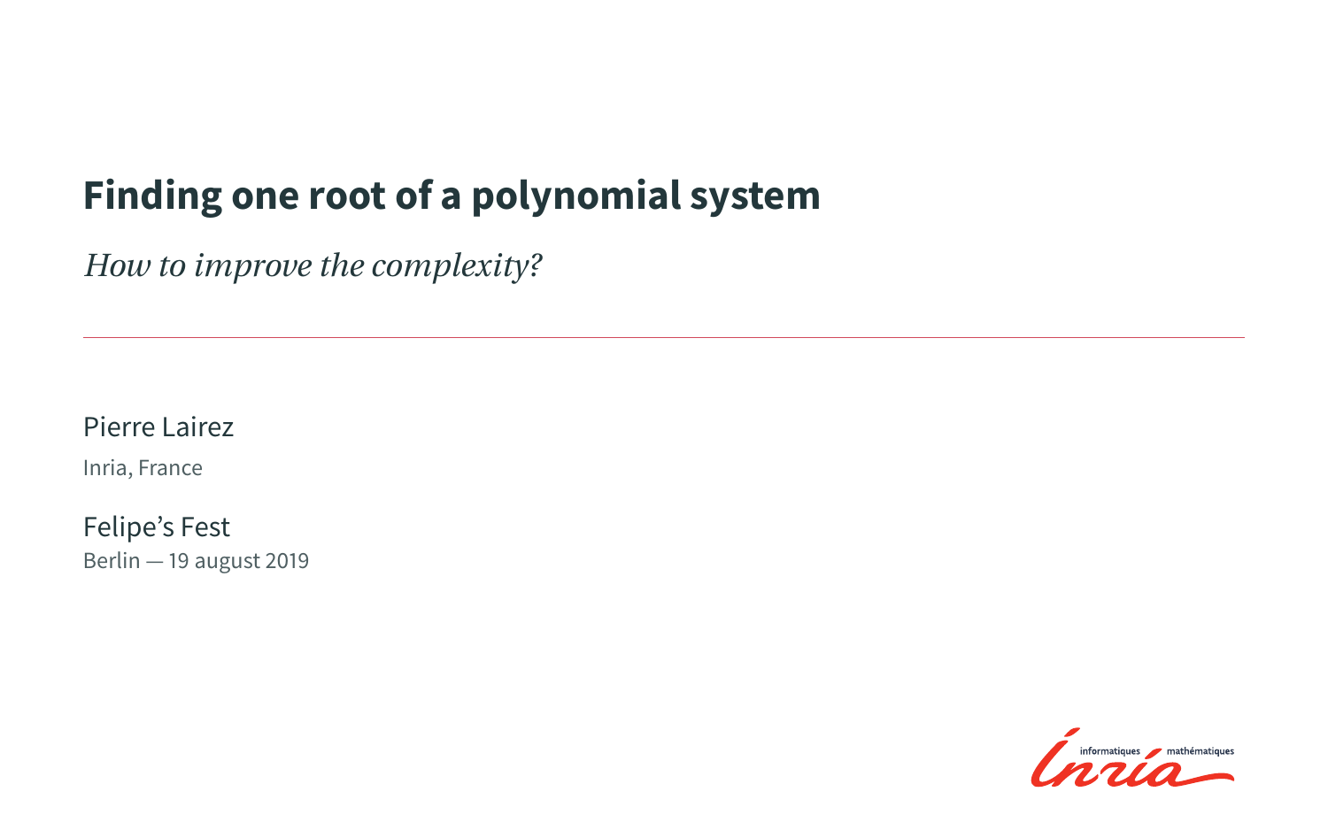# Finding one root of a polynomial system

*How to improve the complexity?*

---

Pierre Lairez

Inria, France

Felipe’s Fest

Berlin — 19 august 2019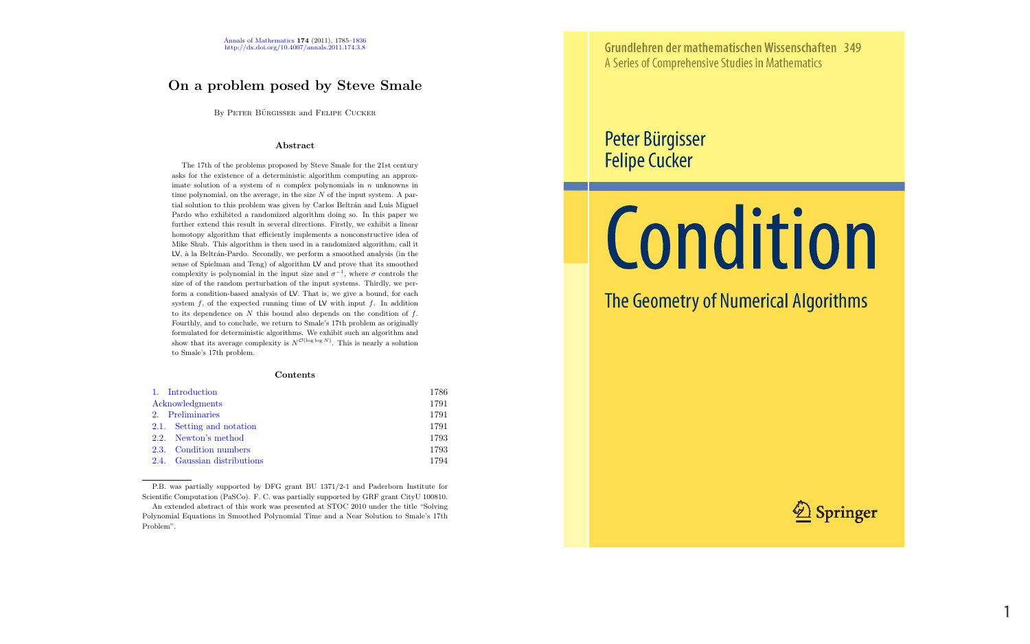Annals of Mathematics **174** (2011), 1785–1836
http://dx.doi.org/10.4007/annals.2011.174.3.8

# On a problem posed by Steve Smale

By Peter Bürgisser and Felipe Cucker

### Abstract

The 17th of the problems proposed by Steve Smale for the 21st century asks for the existence of a deterministic algorithm computing an approximate solution of a system of $n$ complex polynomials in $n$ unknowns in time polynomial, on the average, in the size $N$ of the input system. A partial solution to this problem was given by Carlos Beltrán and Luis Miguel Pardo who exhibited a randomized algorithm doing so. In this paper we further extend this result in several directions. Firstly, we exhibit a linear homotopy algorithm that efficiently implements a nonconstructive idea of Mike Shub. This algorithm is then used in a randomized algorithm, call it LV, à la Beltrán-Pardo. Secondly, we perform a smoothed analysis (in the sense of Spielman and Teng) of algorithm LV and prove that its smoothed complexity is polynomial in the input size and $\sigma^{-1}$, where $\sigma$ controls the size of of the random perturbation of the input systems. Thirdly, we perform a condition-based analysis of LV. That is, we give a bound, for each system $f$, of the expected running time of LV with input $f$. In addition to its dependence on $N$ this bound also depends on the condition of $f$. Fourthly, and to conclude, we return to Smale's 17th problem as originally formulated for deterministic algorithms. We exhibit such an algorithm and show that its average complexity is $N^{\mathcal{O}(\log \log N)}$. This is nearly a solution to Smale's 17th problem.

### Contents

| | |
|---|---|
| 1. Introduction | 1786 |
| Acknowledgments | 1791 |
| 2. Preliminaries | 1791 |
| 2.1. Setting and notation | 1791 |
| 2.2. Newton's method | 1793 |
| 2.3. Condition numbers | 1793 |
| 2.4. Gaussian distributions | 1794 |

P.B. was partially supported by DFG grant BU 1371/2-1 and Paderborn Institute for Scientific Computation (PaSCo). F. C. was partially supported by GRF grant CityU 100810.

An extended abstract of this work was presented at STOC 2010 under the title "Solving Polynomial Equations in Smoothed Polynomial Time and a Near Solution to Smale's 17th Problem".

Grundlehren der mathematischen Wissenschaften 349
A Series of Comprehensive Studies in Mathematics

Peter Bürgisser
Felipe Cucker

# Condition

## The Geometry of Numerical Algorithms

Springer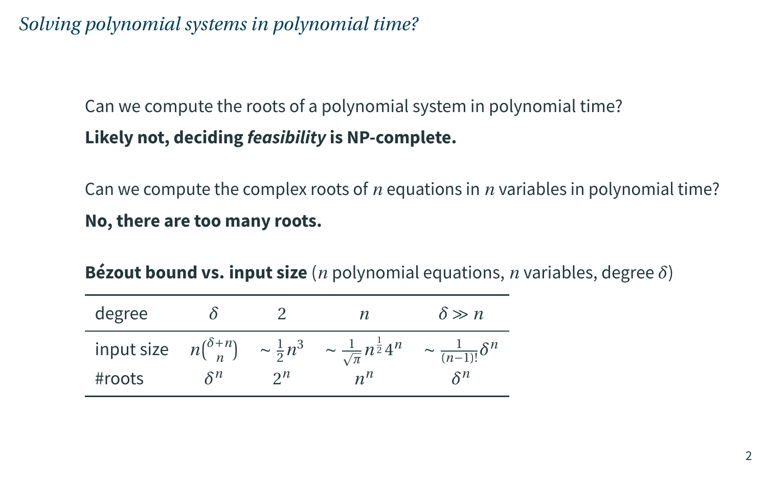# *Solving polynomial systems in polynomial time?*

Can we compute the roots of a polynomial system in polynomial time?

**Likely not, deciding *feasibility* is NP-complete.**

Can we compute the complex roots of $n$ equations in $n$ variables in polynomial time?

**No, there are too many roots.**

**Bézout bound vs. input size** ($n$ polynomial equations, $n$ variables, degree $\delta$)

| degree | $\delta$ | $2$ | $n$ | $\delta \gg n$ |
|---|---|---|---|---|
| input size | $n\binom{\delta+n}{n}$ | $\sim \frac{1}{2}n^3$ | $\sim \frac{1}{\sqrt{\pi}} n^{\frac{1}{2}} 4^n$ | $\sim \frac{1}{(n-1)!}\delta^n$ |
| #roots | $\delta^n$ | $2^n$ | $n^n$ | $\delta^n$ |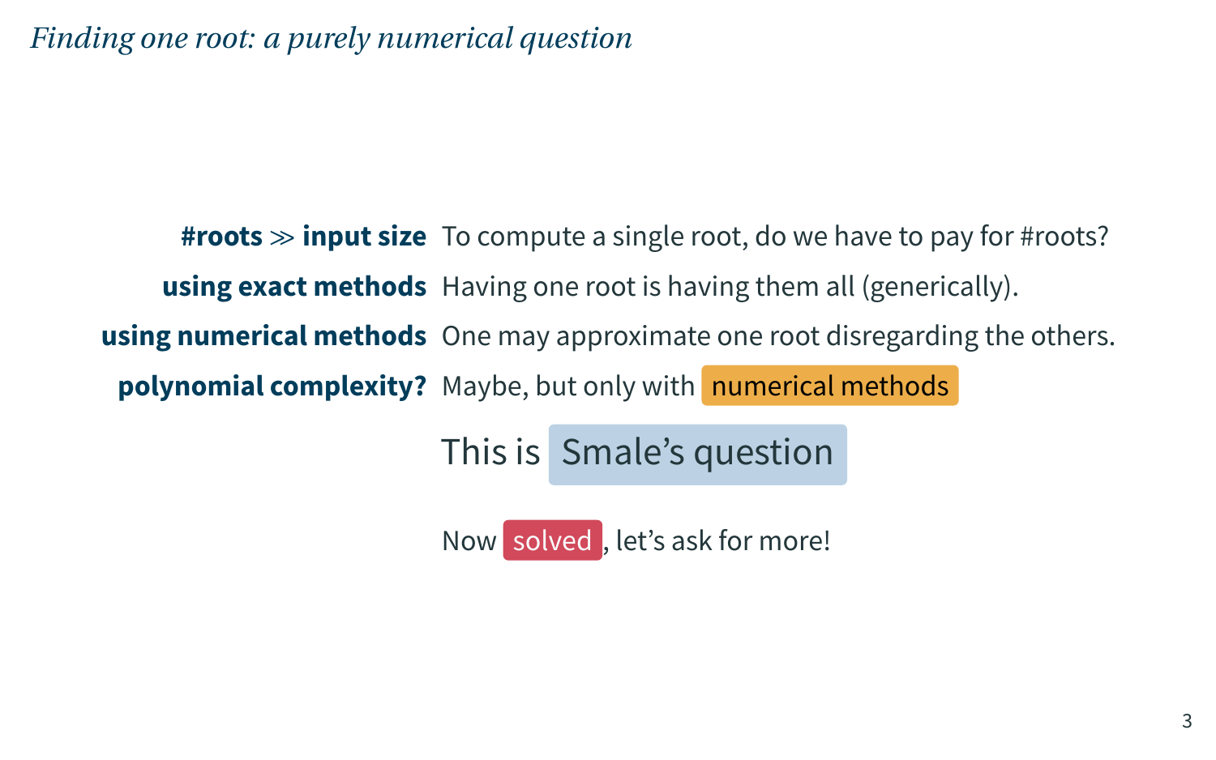# *Finding one root: a purely numerical question*

**#roots $\gg$ input size** To compute a single root, do we have to pay for #roots?

**using exact methods** Having one root is having them all (generically).

**using numerical methods** One may approximate one root disregarding the others.

**polynomial complexity?** Maybe, but only with numerical methods

This is Smale's question

Now solved, let's ask for more!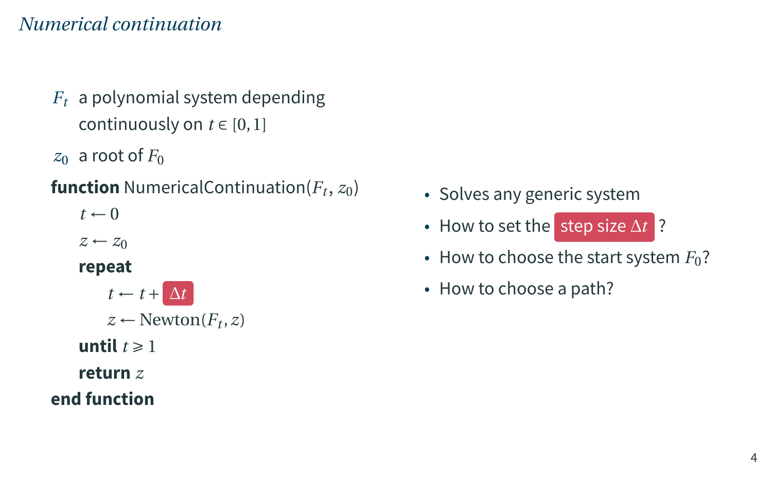# *Numerical continuation*

$F_t$ a polynomial system depending continuously on $t \in [0, 1]$

$z_0$ a root of $F_0$

**function** NumericalContinuation($F_t$, $z_0$)
&nbsp;&nbsp;&nbsp;&nbsp;$t \leftarrow 0$
&nbsp;&nbsp;&nbsp;&nbsp;$z \leftarrow z_0$
&nbsp;&nbsp;&nbsp;&nbsp;**repeat**
&nbsp;&nbsp;&nbsp;&nbsp;&nbsp;&nbsp;&nbsp;&nbsp;$t \leftarrow t + \Delta t$
&nbsp;&nbsp;&nbsp;&nbsp;&nbsp;&nbsp;&nbsp;&nbsp;$z \leftarrow \mathrm{Newton}(F_t, z)$
&nbsp;&nbsp;&nbsp;&nbsp;**until** $t \geqslant 1$
&nbsp;&nbsp;&nbsp;&nbsp;**return** $z$
**end function**

- Solves any generic system
- How to set the step size $\Delta t$ ?
- How to choose the start system $F_0$?
- How to choose a path?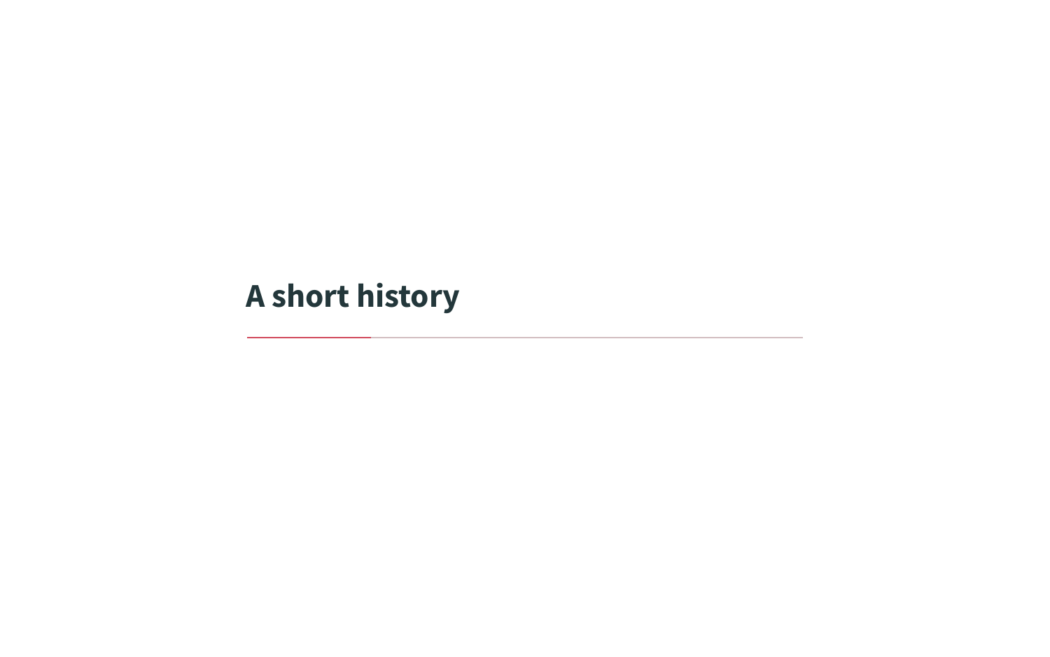# A short history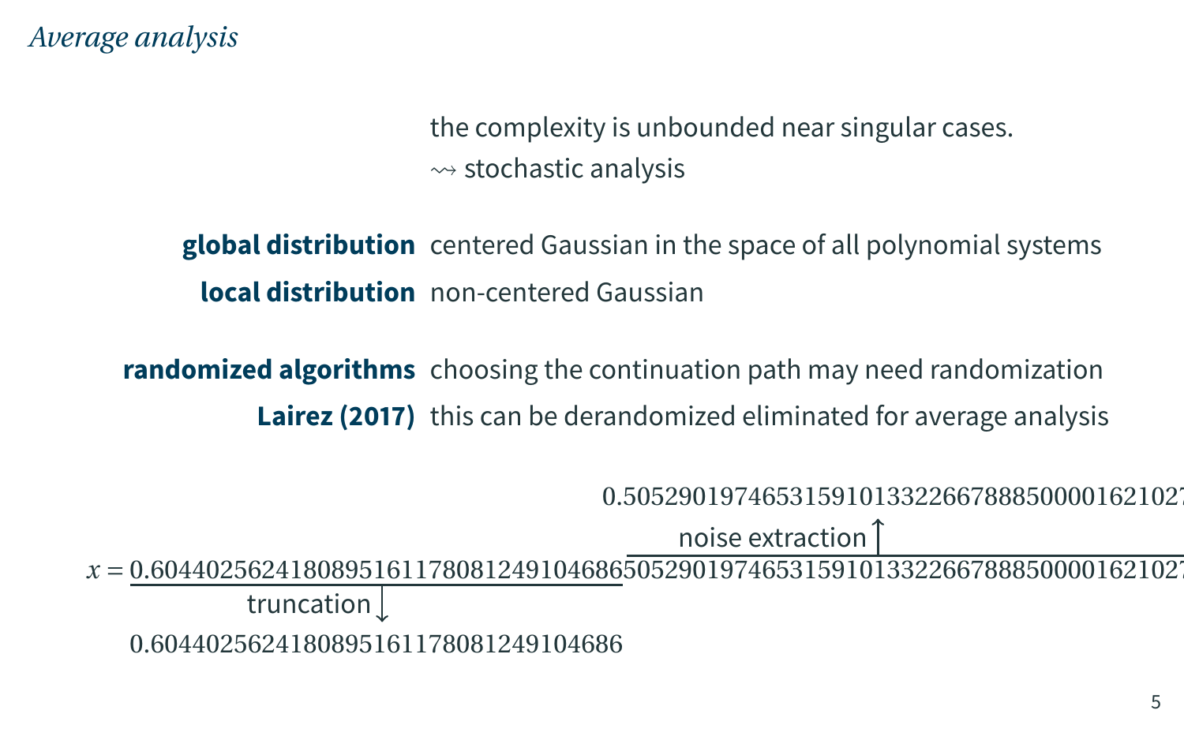*Average analysis*

the complexity is unbounded near singular cases.
⇝ stochastic analysis

**global distribution** centered Gaussian in the space of all polynomial systems

**local distribution** non-centered Gaussian

**randomized algorithms** choosing the continuation path may need randomization

**Lairez (2017)** this can be derandomized eliminated for average analysis

0.505290197465315910133226678885000016210​27

noise extraction ↑

$x = \underline{0.604402562418089516117808124910468​6}$505290197465315910133226678885000016210​27

truncation ↓

0.604402562418089516117808124910468​6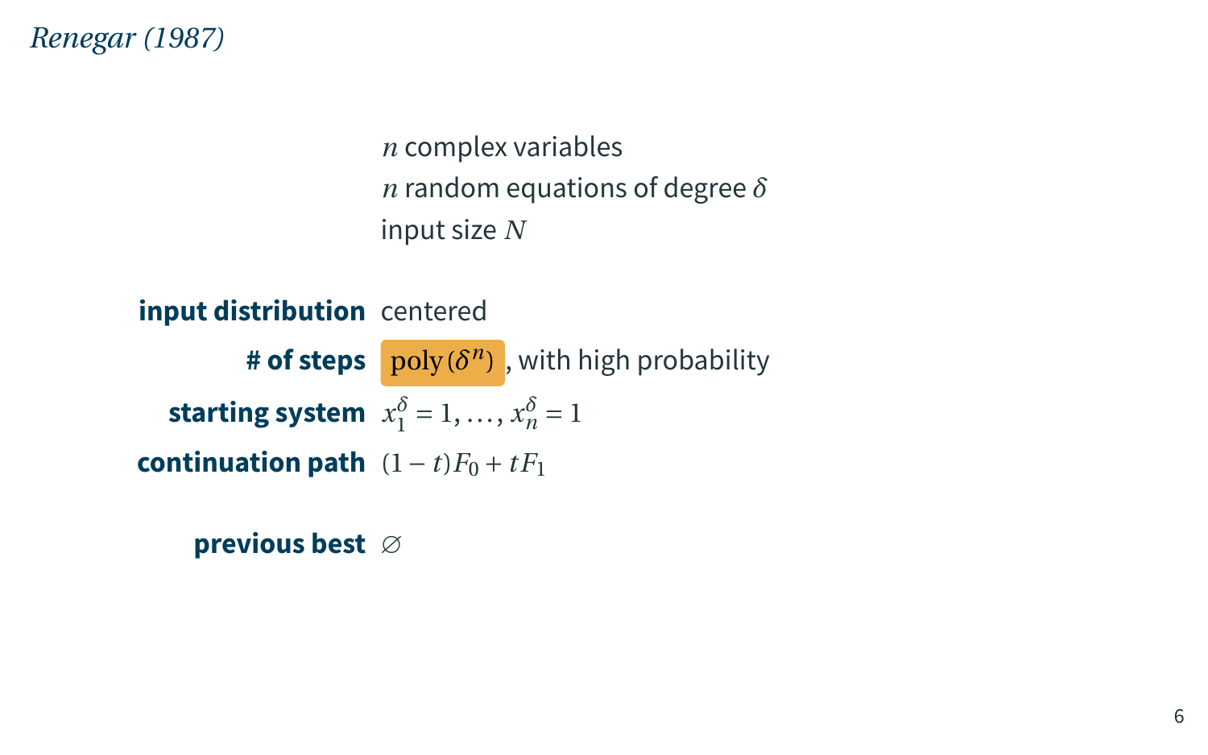*Renegar (1987)*

$n$ complex variables
$n$ random equations of degree $\delta$
input size $N$

| | |
|---|---|
| **input distribution** | centered |
| **# of steps** | $\operatorname{poly}(\delta^n)$, with high probability |
| **starting system** | $x_1^\delta = 1, \ldots, x_n^\delta = 1$ |
| **continuation path** | $(1-t)F_0 + tF_1$ |
| | |
| **previous best** | $\varnothing$ |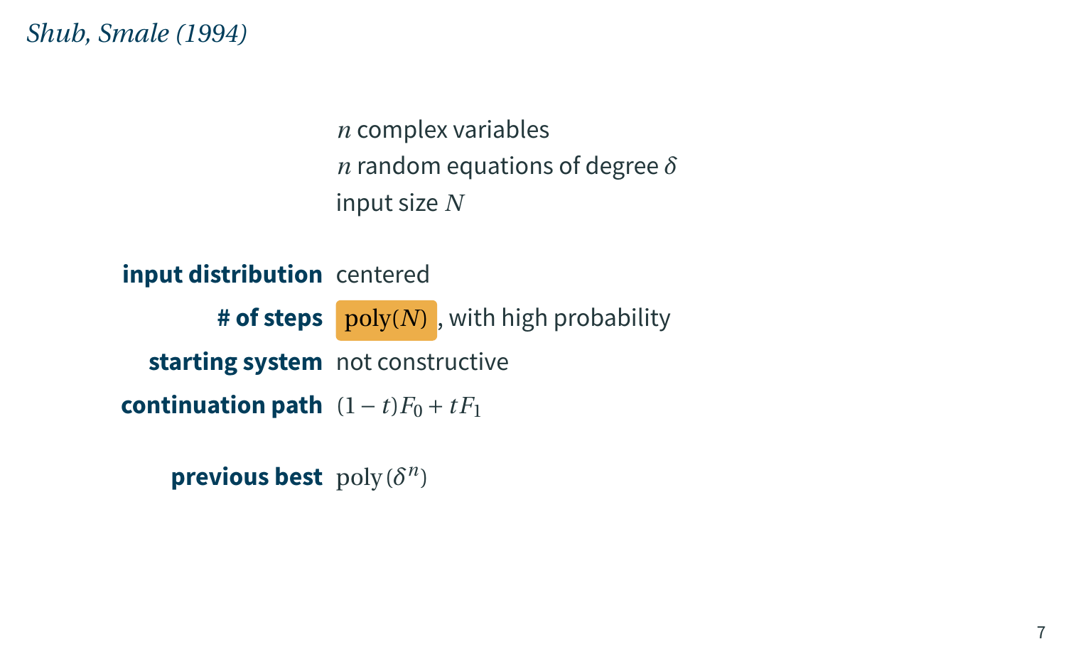*Shub, Smale (1994)*

$n$ complex variables
$n$ random equations of degree $\delta$
input size $N$

| | |
|---|---|
| **input distribution** | centered |
| **# of steps** | $\mathrm{poly}(N)$, with high probability |
| **starting system** | not constructive |
| **continuation path** | $(1-t)F_0 + tF_1$ |

**previous best** $\mathrm{poly}(\delta^n)$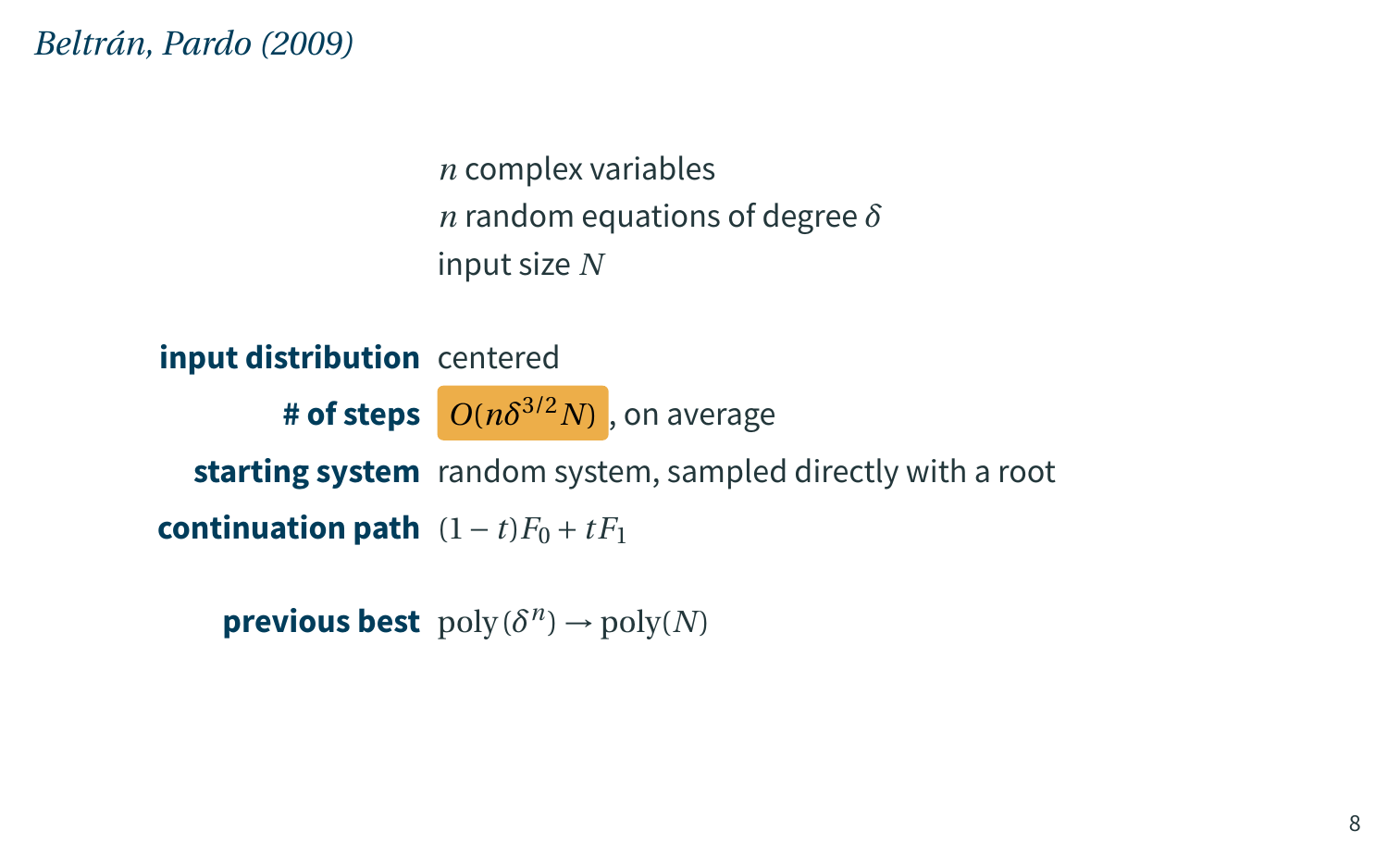*Beltrán, Pardo (2009)*

$n$ complex variables
$n$ random equations of degree $\delta$
input size $N$

| | |
|---|---|
| **input distribution** | centered |
| **# of steps** | $O(n\delta^{3/2}N)$, on average |
| **starting system** | random system, sampled directly with a root |
| **continuation path** | $(1-t)F_0 + tF_1$ |
| **previous best** | $\mathrm{poly}(\delta^n) \to \mathrm{poly}(N)$ |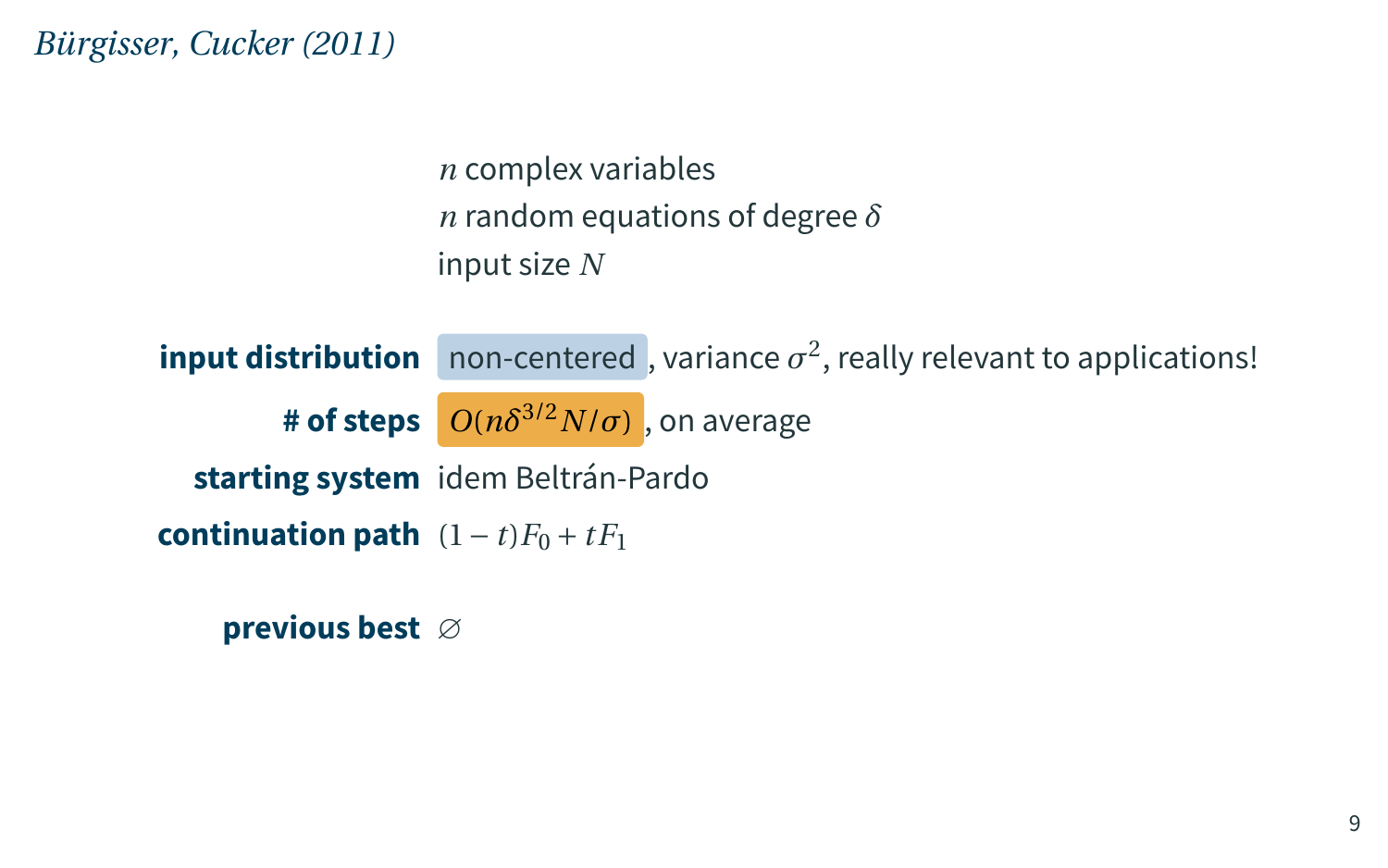*Bürgisser, Cucker (2011)*

$n$ complex variables
$n$ random equations of degree $\delta$
input size $N$

**input distribution** non-centered, variance $\sigma^2$, really relevant to applications!

**# of steps** $O(n\delta^{3/2}N/\sigma)$, on average

**starting system** idem Beltrán-Pardo

**continuation path** $(1-t)F_0 + tF_1$

**previous best** $\varnothing$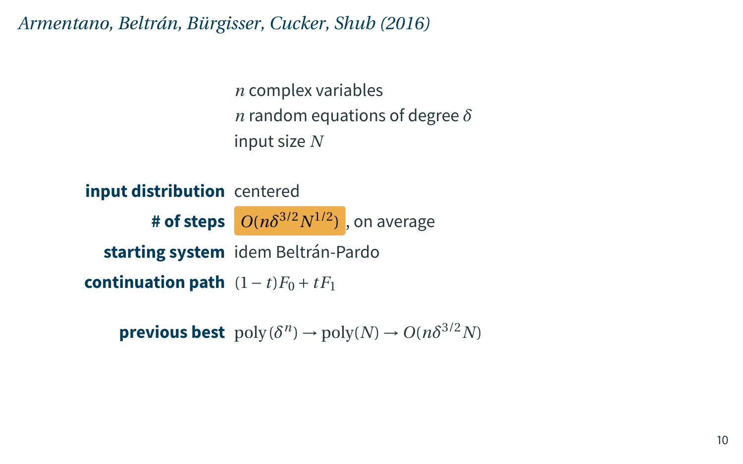*Armentano, Beltrán, Bürgisser, Cucker, Shub (2016)*

$n$ complex variables
$n$ random equations of degree $\delta$
input size $N$

| | |
|---|---|
| **input distribution** | centered |
| **# of steps** | $O(n\delta^{3/2}N^{1/2})$, on average |
| **starting system** | idem Beltrán-Pardo |
| **continuation path** | $(1-t)F_0 + tF_1$ |

**previous best** $\operatorname{poly}(\delta^n) \to \operatorname{poly}(N) \to O(n\delta^{3/2}N)$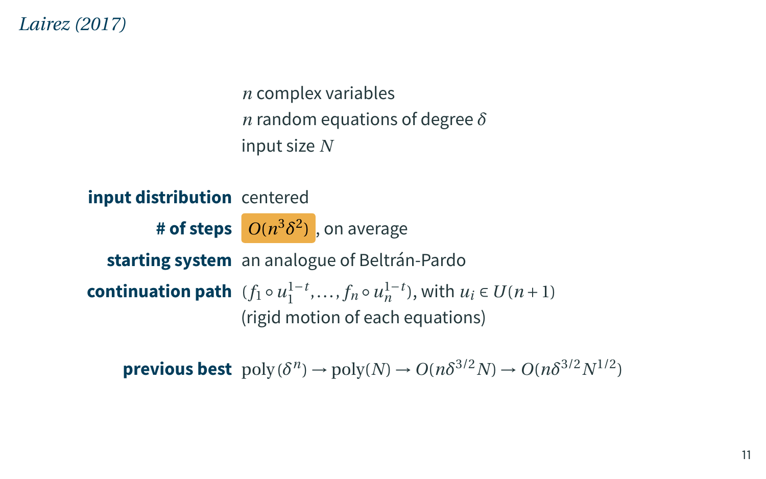*Lairez (2017)*

$n$ complex variables
$n$ random equations of degree $\delta$
input size $N$

**input distribution** centered

**# of steps** $O(n^3\delta^2)$, on average

**starting system** an analogue of Beltrán-Pardo

**continuation path** $(f_1 \circ u_1^{1-t}, \ldots, f_n \circ u_n^{1-t})$, with $u_i \in U(n+1)$
(rigid motion of each equations)

**previous best** $\text{poly}(\delta^n) \to \text{poly}(N) \to O(n\delta^{3/2}N) \to O(n\delta^{3/2}N^{1/2})$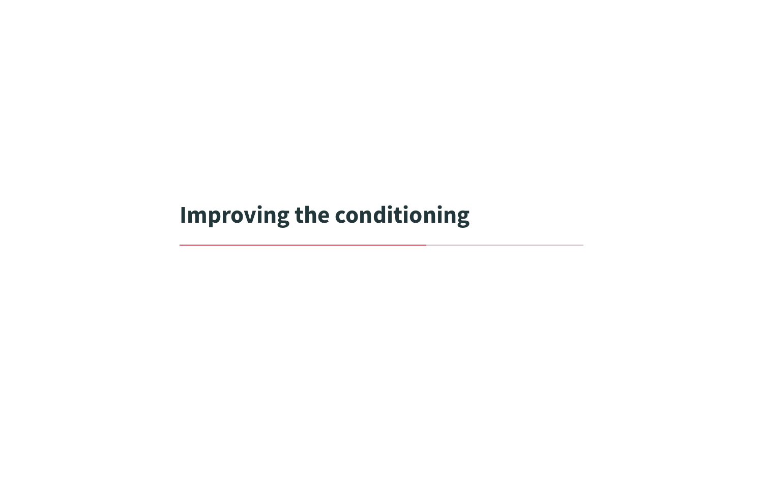# Improving the conditioning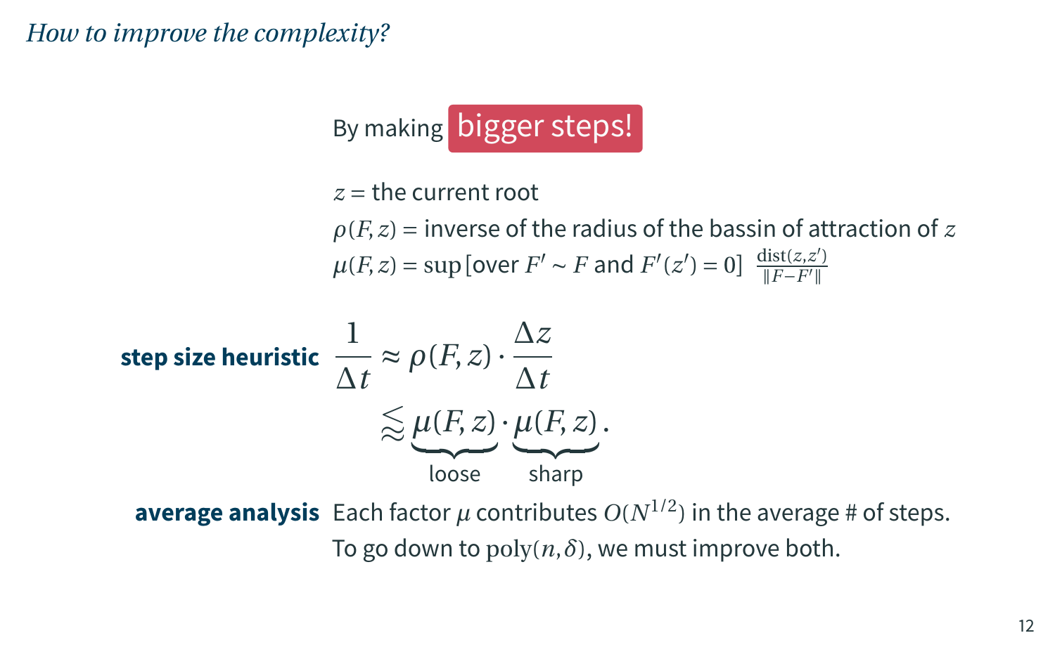*How to improve the complexity?*

By making **bigger steps!**

$z$ = the current root

$\rho(F, z)$ = inverse of the radius of the bassin of attraction of $z$

$\mu(F, z) = \sup$ [over $F' \sim F$ and $F'(z') = 0$] $\frac{\operatorname{dist}(z, z')}{\|F - F'\|}$

**step size heuristic**

$$\frac{1}{\Delta t} \approx \rho(F, z) \cdot \frac{\Delta z}{\Delta t}$$

$$\lessapprox \underbrace{\mu(F, z)}_{\text{loose}} \cdot \underbrace{\mu(F, z)}_{\text{sharp}}.$$

**average analysis** Each factor $\mu$ contributes $O(N^{1/2})$ in the average # of steps. To go down to $\operatorname{poly}(n, \delta)$, we must improve both.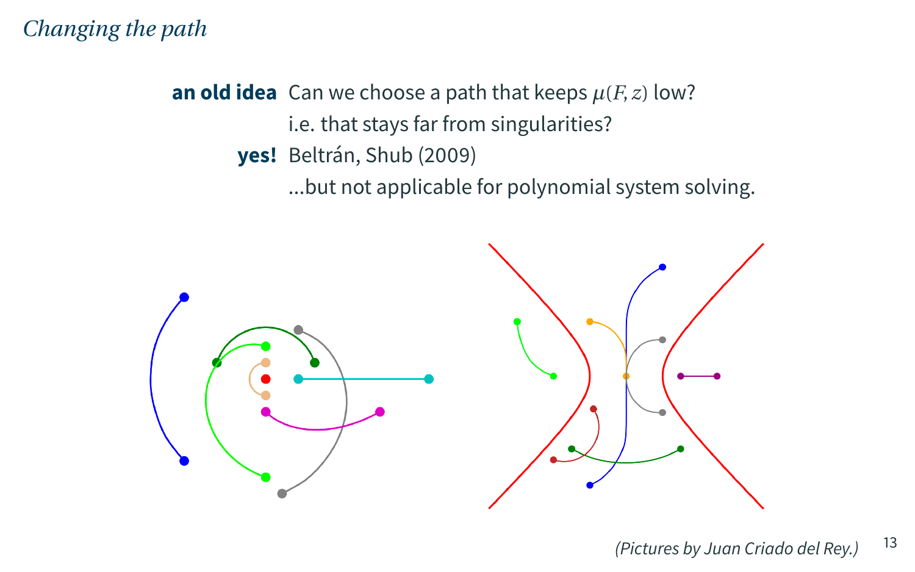*Changing the path*

**an old idea** Can we choose a path that keeps $\mu(F, z)$ low?
i.e. that stays far from singularities?

**yes!** Beltrán, Shub (2009)
...but not applicable for polynomial system solving.

*(Pictures by Juan Criado del Rey.)*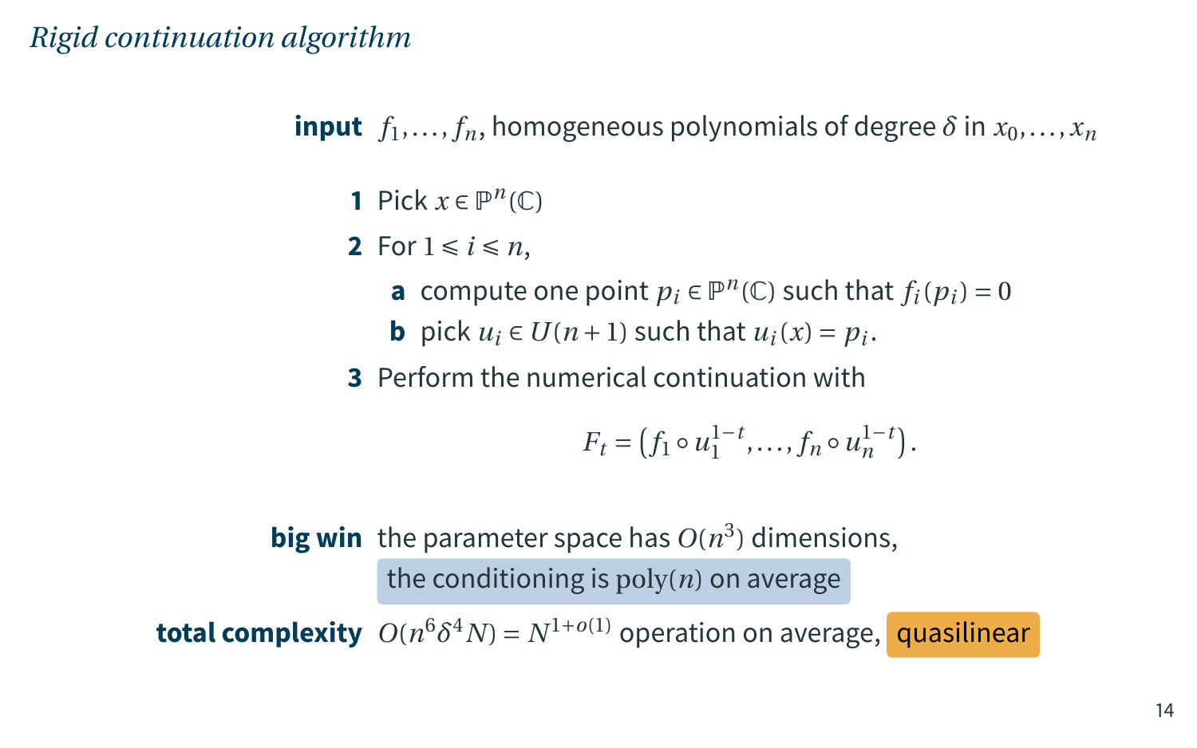## *Rigid continuation algorithm*

**input** $f_1, \ldots, f_n$, homogeneous polynomials of degree $\delta$ in $x_0, \ldots, x_n$

1. Pick $x \in \mathbb{P}^n(\mathbb{C})$
2. For $1 \leqslant i \leqslant n$,
   - **a** compute one point $p_i \in \mathbb{P}^n(\mathbb{C})$ such that $f_i(p_i) = 0$
   - **b** pick $u_i \in U(n+1)$ such that $u_i(x) = p_i$.
3. Perform the numerical continuation with

$$F_t = \left(f_1 \circ u_1^{1-t}, \ldots, f_n \circ u_n^{1-t}\right).$$

**big win** the parameter space has $O(n^3)$ dimensions, the conditioning is $\mathrm{poly}(n)$ on average

**total complexity** $O(n^6 \delta^4 N) = N^{1+o(1)}$ operation on average, quasilinear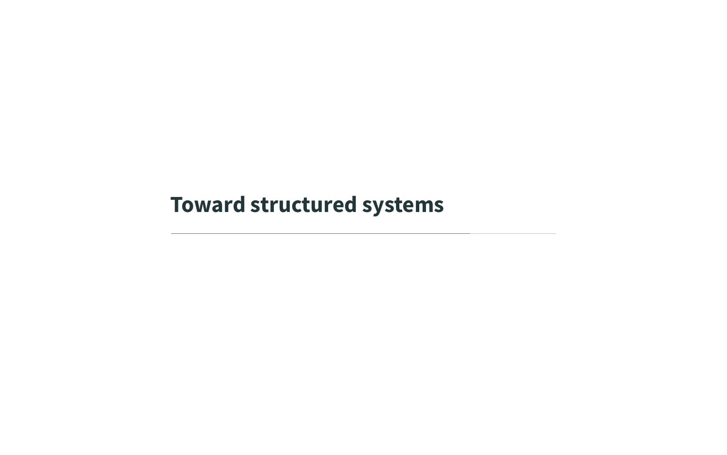# Toward structured systems

---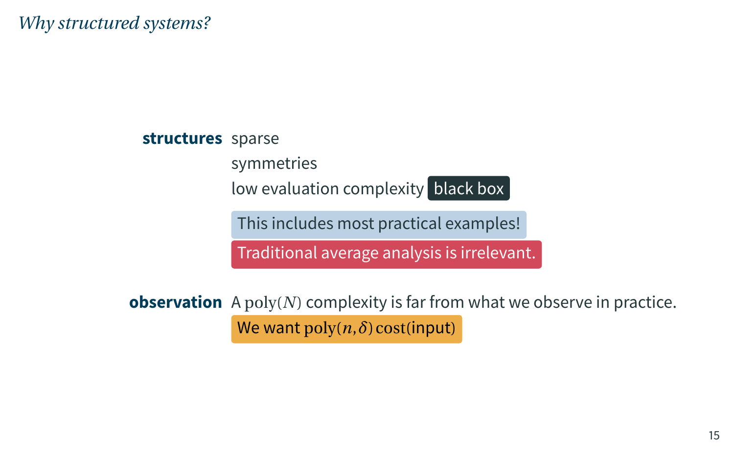# *Why structured systems?*

**structures** sparse

symmetries

low evaluation complexity black box

This includes most practical examples!

Traditional average analysis is irrelevant.

**observation** A $\operatorname{poly}(N)$ complexity is far from what we observe in practice.

We want $\operatorname{poly}(n,\delta)\operatorname{cost}(\text{input})$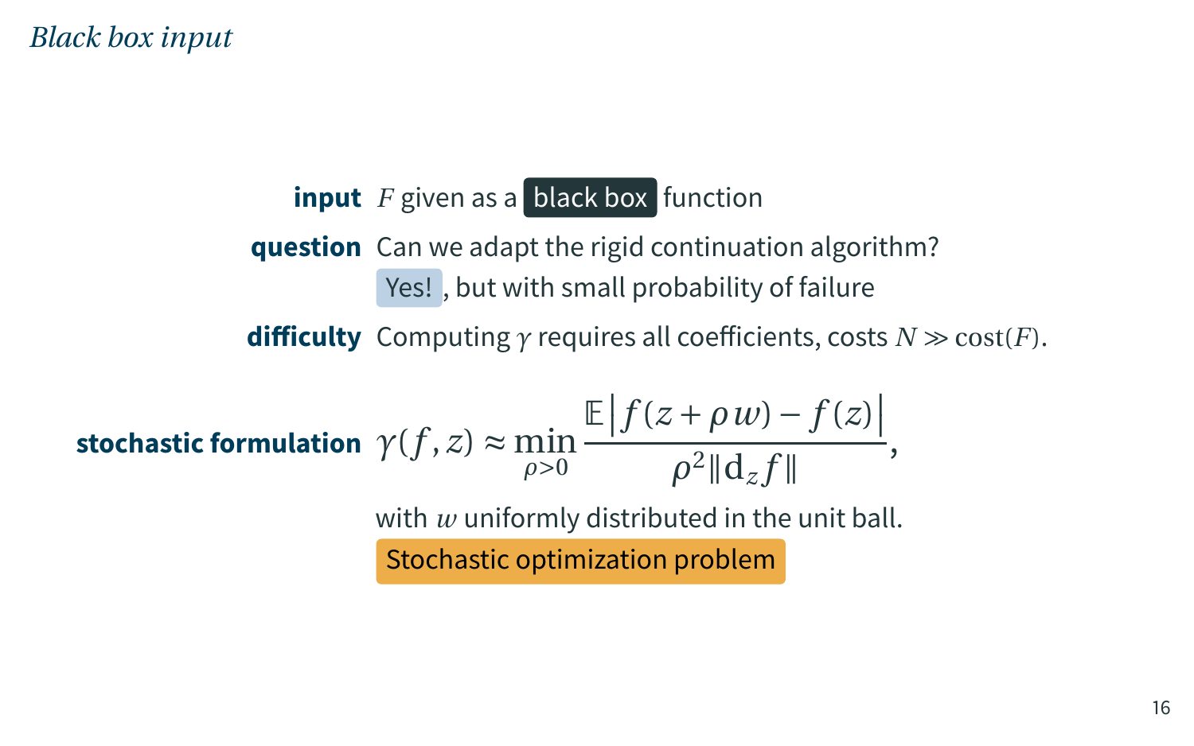## *Black box input*

**input** $F$ given as a black box function

**question** Can we adapt the rigid continuation algorithm?

Yes! , but with small probability of failure

**difficulty** Computing $\gamma$ requires all coefficients, costs $N \gg \operatorname{cost}(F)$.

**stochastic formulation**

$$\gamma(f, z) \approx \min_{\rho > 0} \frac{\mathbb{E}\left| f(z + \rho w) - f(z) \right|}{\rho^2 \| \mathrm{d}_z f \|},$$

with $w$ uniformly distributed in the unit ball.

Stochastic optimization problem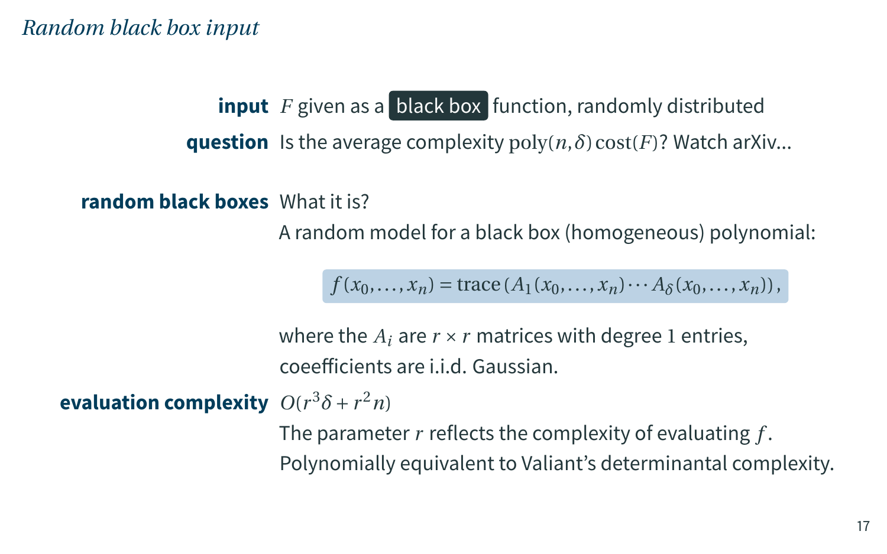*Random black box input*

**input** $F$ given as a black box function, randomly distributed

**question** Is the average complexity $\operatorname{poly}(n,\delta)\operatorname{cost}(F)$? Watch arXiv...

**random black boxes** What it is?

A random model for a black box (homogeneous) polynomial:

$$f(x_0,\dots,x_n) = \operatorname{trace}\left(A_1(x_0,\dots,x_n)\cdots A_\delta(x_0,\dots,x_n)\right),$$

where the $A_i$ are $r \times r$ matrices with degree $1$ entries, coeefficients are i.i.d. Gaussian.

**evaluation complexity** $O(r^3\delta + r^2 n)$

The parameter $r$ reflects the complexity of evaluating $f$.

Polynomially equivalent to Valiant's determinantal complexity.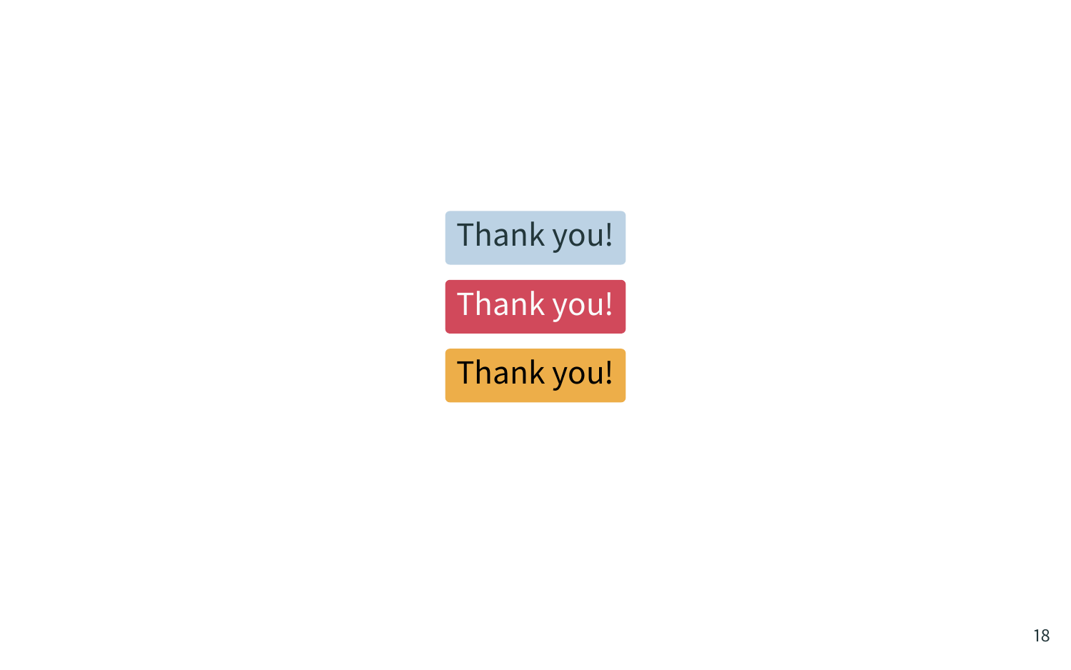Thank you!

Thank you!

Thank you!